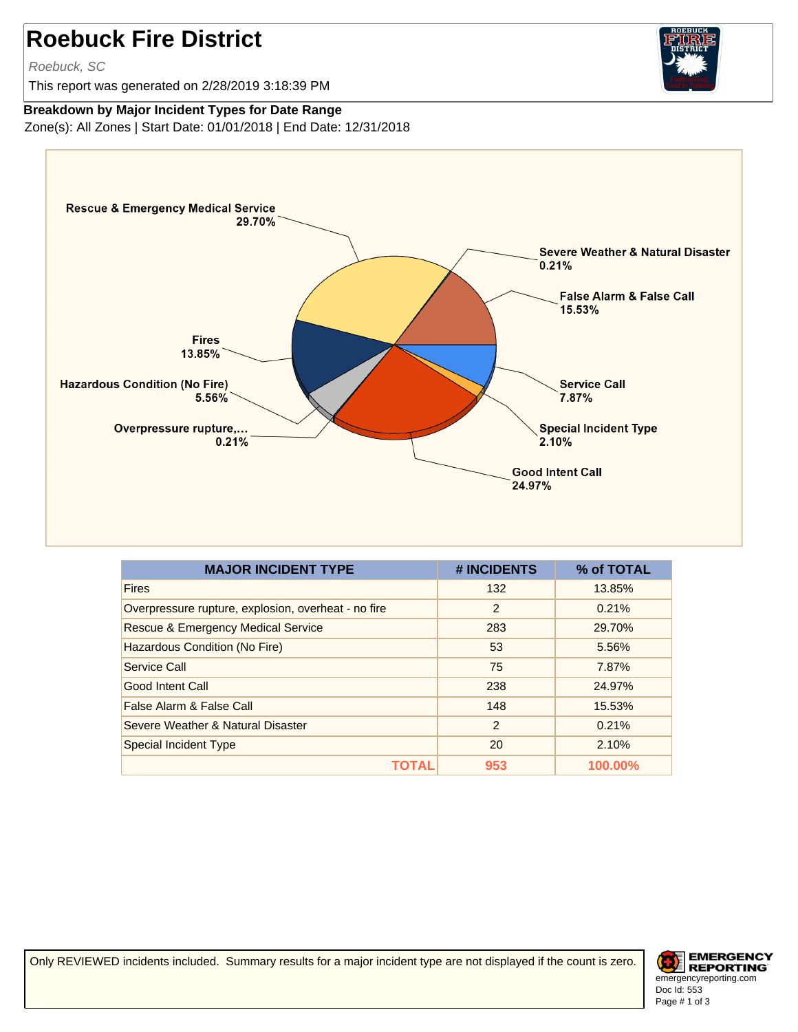# Roebuck Fire District

*Roebuck, SC*

This report was generated on 2/28/2019 3:18:39 PM

**Breakdown by Major Incident Types for Date Range**

Zone(s): All Zones | Start Date: 01/01/2018 | End Date: 12/31/2018

| MAJOR INCIDENT TYPE | # INCIDENTS | % of TOTAL |
|---|---|---|
| Fires | 132 | 13.85% |
| Overpressure rupture, explosion, overheat - no fire | 2 | 0.21% |
| Rescue & Emergency Medical Service | 283 | 29.70% |
| Hazardous Condition (No Fire) | 53 | 5.56% |
| Service Call | 75 | 7.87% |
| Good Intent Call | 238 | 24.97% |
| False Alarm & False Call | 148 | 15.53% |
| Severe Weather & Natural Disaster | 2 | 0.21% |
| Special Incident Type | 20 | 2.10% |
| **TOTAL** | **953** | **100.00%** |

Only REVIEWED incidents included. Summary results for a major incident type are not displayed if the count is zero.

emergencyreporting.com
Doc Id: 553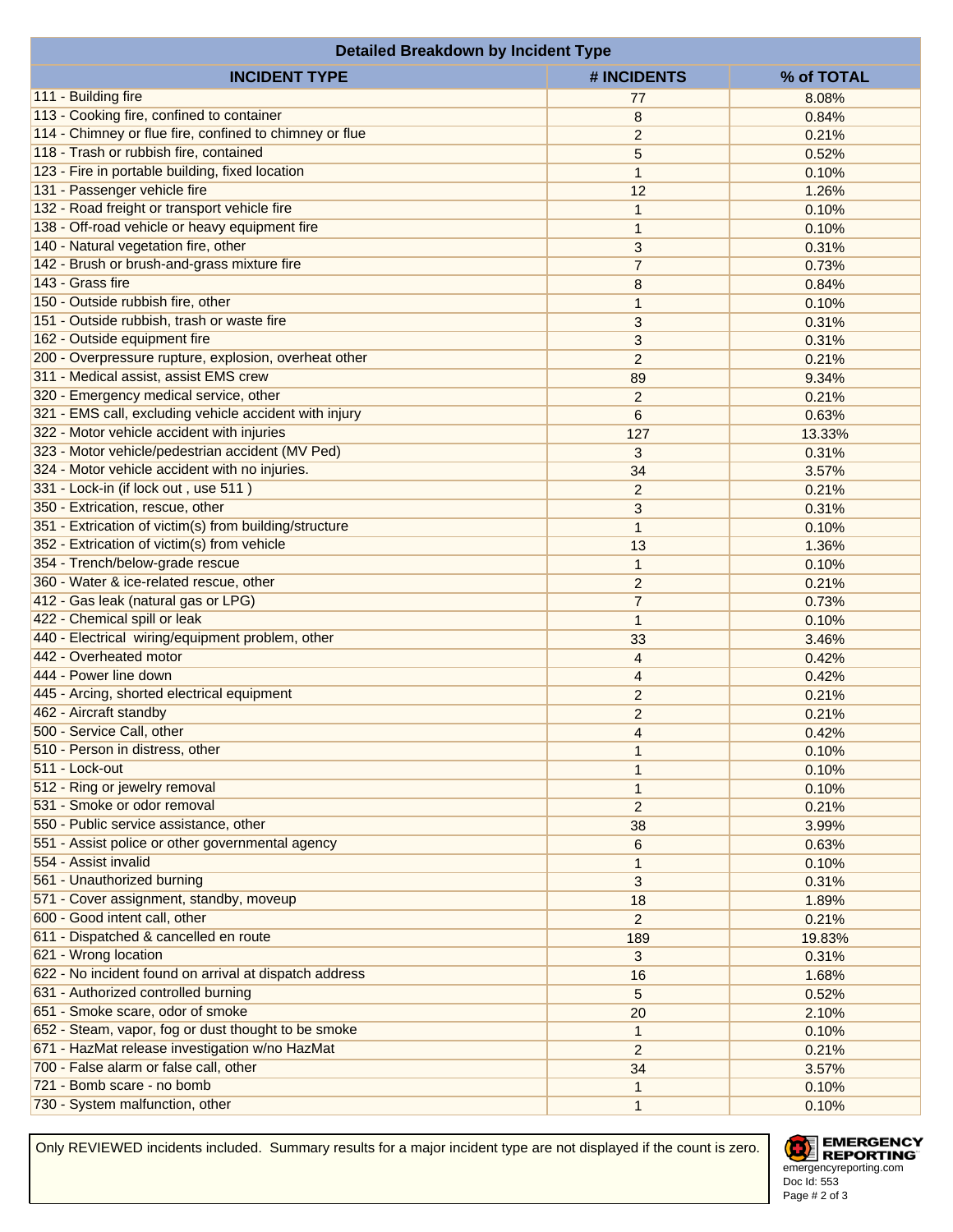| Detailed Breakdown by Incident Type | | |
|---|---|---|
| **INCIDENT TYPE** | **# INCIDENTS** | **% of TOTAL** |
| 111 - Building fire | 77 | 8.08% |
| 113 - Cooking fire, confined to container | 8 | 0.84% |
| 114 - Chimney or flue fire, confined to chimney or flue | 2 | 0.21% |
| 118 - Trash or rubbish fire, contained | 5 | 0.52% |
| 123 - Fire in portable building, fixed location | 1 | 0.10% |
| 131 - Passenger vehicle fire | 12 | 1.26% |
| 132 - Road freight or transport vehicle fire | 1 | 0.10% |
| 138 - Off-road vehicle or heavy equipment fire | 1 | 0.10% |
| 140 - Natural vegetation fire, other | 3 | 0.31% |
| 142 - Brush or brush-and-grass mixture fire | 7 | 0.73% |
| 143 - Grass fire | 8 | 0.84% |
| 150 - Outside rubbish fire, other | 1 | 0.10% |
| 151 - Outside rubbish, trash or waste fire | 3 | 0.31% |
| 162 - Outside equipment fire | 3 | 0.31% |
| 200 - Overpressure rupture, explosion, overheat other | 2 | 0.21% |
| 311 - Medical assist, assist EMS crew | 89 | 9.34% |
| 320 - Emergency medical service, other | 2 | 0.21% |
| 321 - EMS call, excluding vehicle accident with injury | 6 | 0.63% |
| 322 - Motor vehicle accident with injuries | 127 | 13.33% |
| 323 - Motor vehicle/pedestrian accident (MV Ped) | 3 | 0.31% |
| 324 - Motor vehicle accident with no injuries. | 34 | 3.57% |
| 331 - Lock-in (if lock out , use 511 ) | 2 | 0.21% |
| 350 - Extrication, rescue, other | 3 | 0.31% |
| 351 - Extrication of victim(s) from building/structure | 1 | 0.10% |
| 352 - Extrication of victim(s) from vehicle | 13 | 1.36% |
| 354 - Trench/below-grade rescue | 1 | 0.10% |
| 360 - Water & ice-related rescue, other | 2 | 0.21% |
| 412 - Gas leak (natural gas or LPG) | 7 | 0.73% |
| 422 - Chemical spill or leak | 1 | 0.10% |
| 440 - Electrical wiring/equipment problem, other | 33 | 3.46% |
| 442 - Overheated motor | 4 | 0.42% |
| 444 - Power line down | 4 | 0.42% |
| 445 - Arcing, shorted electrical equipment | 2 | 0.21% |
| 462 - Aircraft standby | 2 | 0.21% |
| 500 - Service Call, other | 4 | 0.42% |
| 510 - Person in distress, other | 1 | 0.10% |
| 511 - Lock-out | 1 | 0.10% |
| 512 - Ring or jewelry removal | 1 | 0.10% |
| 531 - Smoke or odor removal | 2 | 0.21% |
| 550 - Public service assistance, other | 38 | 3.99% |
| 551 - Assist police or other governmental agency | 6 | 0.63% |
| 554 - Assist invalid | 1 | 0.10% |
| 561 - Unauthorized burning | 3 | 0.31% |
| 571 - Cover assignment, standby, moveup | 18 | 1.89% |
| 600 - Good intent call, other | 2 | 0.21% |
| 611 - Dispatched & cancelled en route | 189 | 19.83% |
| 621 - Wrong location | 3 | 0.31% |
| 622 - No incident found on arrival at dispatch address | 16 | 1.68% |
| 631 - Authorized controlled burning | 5 | 0.52% |
| 651 - Smoke scare, odor of smoke | 20 | 2.10% |
| 652 - Steam, vapor, fog or dust thought to be smoke | 1 | 0.10% |
| 671 - HazMat release investigation w/no HazMat | 2 | 0.21% |
| 700 - False alarm or false call, other | 34 | 3.57% |
| 721 - Bomb scare - no bomb | 1 | 0.10% |
| 730 - System malfunction, other | 1 | 0.10% |

Only REVIEWED incidents included. Summary results for a major incident type are not displayed if the count is zero.

EMERGENCY REPORTING
emergencyreporting.com
Doc Id: 553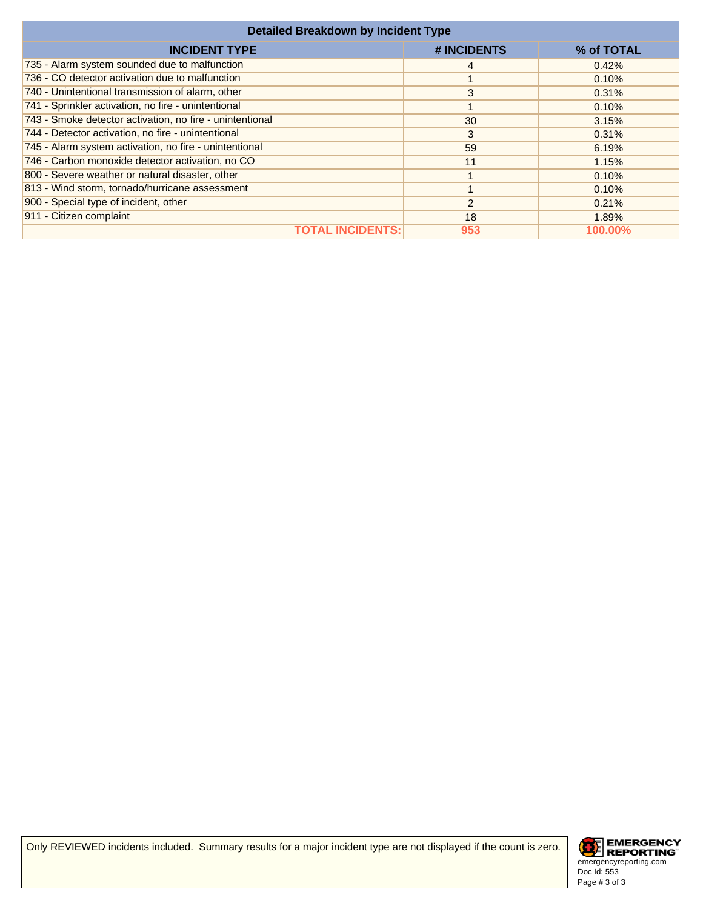| Detailed Breakdown by Incident Type | | |
|---|---|---|
| **INCIDENT TYPE** | **# INCIDENTS** | **% of TOTAL** |
| 735 - Alarm system sounded due to malfunction | 4 | 0.42% |
| 736 - CO detector activation due to malfunction | 1 | 0.10% |
| 740 - Unintentional transmission of alarm, other | 3 | 0.31% |
| 741 - Sprinkler activation, no fire - unintentional | 1 | 0.10% |
| 743 - Smoke detector activation, no fire - unintentional | 30 | 3.15% |
| 744 - Detector activation, no fire - unintentional | 3 | 0.31% |
| 745 - Alarm system activation, no fire - unintentional | 59 | 6.19% |
| 746 - Carbon monoxide detector activation, no CO | 11 | 1.15% |
| 800 - Severe weather or natural disaster, other | 1 | 0.10% |
| 813 - Wind storm, tornado/hurricane assessment | 1 | 0.10% |
| 900 - Special type of incident, other | 2 | 0.21% |
| 911 - Citizen complaint | 18 | 1.89% |
| **TOTAL INCIDENTS:** | **953** | **100.00%** |

Only REVIEWED incidents included. Summary results for a major incident type are not displayed if the count is zero.

EMERGENCY REPORTING
emergencyreporting.com
Doc Id: 553